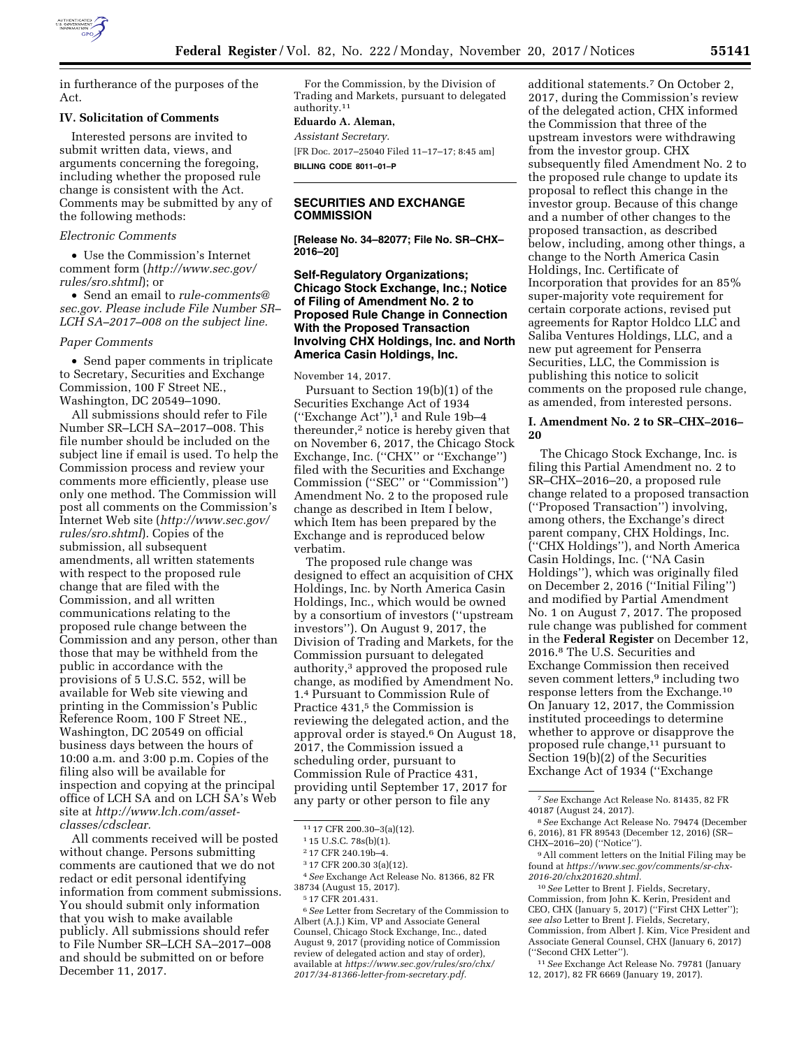in furtherance of the purposes of the Act.

### IV. Solicitation of Comments

Interested persons are invited to submit written data, views, and arguments concerning the foregoing, including whether the proposed rule change is consistent with the Act. Comments may be submitted by any of the following methods:

*Electronic Comments*

- Use the Commission's Internet comment form (*http://www.sec.gov/rules/sro.shtml*); or
- Send an email to *rule-comments@sec.gov. Please include File Number SR–LCH SA–2017–008 on the subject line.*

*Paper Comments*

- Send paper comments in triplicate to Secretary, Securities and Exchange Commission, 100 F Street NE., Washington, DC 20549–1090.

All submissions should refer to File Number SR–LCH SA–2017–008. This file number should be included on the subject line if email is used. To help the Commission process and review your comments more efficiently, please use only one method. The Commission will post all comments on the Commission's Internet Web site (*http://www.sec.gov/rules/sro.shtml*). Copies of the submission, all subsequent amendments, all written statements with respect to the proposed rule change that are filed with the Commission, and all written communications relating to the proposed rule change between the Commission and any person, other than those that may be withheld from the public in accordance with the provisions of 5 U.S.C. 552, will be available for Web site viewing and printing in the Commission's Public Reference Room, 100 F Street NE., Washington, DC 20549 on official business days between the hours of 10:00 a.m. and 3:00 p.m. Copies of the filing also will be available for inspection and copying at the principal office of LCH SA and on LCH SA's Web site at *http://www.lch.com/asset-classes/cdsclear.*

All comments received will be posted without change. Persons submitting comments are cautioned that we do not redact or edit personal identifying information from comment submissions. You should submit only information that you wish to make available publicly. All submissions should refer to File Number SR–LCH SA–2017–008 and should be submitted on or before December 11, 2017.

For the Commission, by the Division of Trading and Markets, pursuant to delegated authority.[11]

**Eduardo A. Aleman,**

*Assistant Secretary.*

[FR Doc. 2017–25040 Filed 11–17–17; 8:45 am]

**BILLING CODE 8011–01–P**

---

## SECURITIES AND EXCHANGE COMMISSION

**[Release No. 34–82077; File No. SR–CHX–2016–20]**

### Self-Regulatory Organizations; Chicago Stock Exchange, Inc.; Notice of Filing of Amendment No. 2 to Proposed Rule Change in Connection With the Proposed Transaction Involving CHX Holdings, Inc. and North America Casin Holdings, Inc.

November 14, 2017.

Pursuant to Section 19(b)(1) of the Securities Exchange Act of 1934 ("Exchange Act"),[1] and Rule 19b–4 thereunder,[2] notice is hereby given that on November 6, 2017, the Chicago Stock Exchange, Inc. ("CHX" or "Exchange") filed with the Securities and Exchange Commission ("SEC" or "Commission") Amendment No. 2 to the proposed rule change as described in Item I below, which Item has been prepared by the Exchange and is reproduced below verbatim.

The proposed rule change was designed to effect an acquisition of CHX Holdings, Inc. by North America Casin Holdings, Inc., which would be owned by a consortium of investors ("upstream investors"). On August 9, 2017, the Division of Trading and Markets, for the Commission pursuant to delegated authority,[3] approved the proposed rule change, as modified by Amendment No. 1.[4] Pursuant to Commission Rule of Practice 431,[5] the Commission is reviewing the delegated action, and the approval order is stayed.[6] On August 18, 2017, the Commission issued a scheduling order, pursuant to Commission Rule of Practice 431, providing until September 17, 2017 for any party or other person to file any additional statements.[7] On October 2, 2017, during the Commission's review of the delegated action, CHX informed the Commission that three of the upstream investors were withdrawing from the investor group. CHX subsequently filed Amendment No. 2 to the proposed rule change to update its proposal to reflect this change in the investor group. Because of this change and a number of other changes to the proposed transaction, as described below, including, among other things, a change to the North America Casin Holdings, Inc. Certificate of Incorporation that provides for an 85% super-majority vote requirement for certain corporate actions, revised put agreements for Raptor Holdco LLC and Saliba Ventures Holdings, LLC, and a new put agreement for Penserra Securities, LLC, the Commission is publishing this notice to solicit comments on the proposed rule change, as amended, from interested persons.

### I. Amendment No. 2 to SR–CHX–2016–20

The Chicago Stock Exchange, Inc. is filing this Partial Amendment no. 2 to SR–CHX–2016–20, a proposed rule change related to a proposed transaction ("Proposed Transaction") involving, among others, the Exchange's direct parent company, CHX Holdings, Inc. ("CHX Holdings"), and North America Casin Holdings, Inc. ("NA Casin Holdings"), which was originally filed on December 2, 2016 ("Initial Filing") and modified by Partial Amendment No. 1 on August 7, 2017. The proposed rule change was published for comment in the **Federal Register** on December 12, 2016.[8] The U.S. Securities and Exchange Commission then received seven comment letters,[9] including two response letters from the Exchange.[10] On January 12, 2017, the Commission instituted proceedings to determine whether to approve or disapprove the proposed rule change,[11] pursuant to Section 19(b)(2) of the Securities Exchange Act of 1934 ("Exchange

---

[11] 17 CFR 200.30–3(a)(12).

[1] 15 U.S.C. 78s(b)(1).

[2] 17 CFR 240.19b–4.

[3] 17 CFR 200.30 3(a)(12).

[4] *See* Exchange Act Release No. 81366, 82 FR 38734 (August 15, 2017).

[5] 17 CFR 201.431.

[6] *See* Letter from Secretary of the Commission to Albert (A.J.) Kim, VP and Associate General Counsel, Chicago Stock Exchange, Inc., dated August 9, 2017 (providing notice of Commission review of delegated action and stay of order), available at *https://www.sec.gov/rules/sro/chx/2017/34-81366-letter-from-secretary.pdf.*

[7] *See* Exchange Act Release No. 81435, 82 FR 40187 (August 24, 2017).

[8] *See* Exchange Act Release No. 79474 (December 6, 2016), 81 FR 89543 (December 12, 2016) (SR–CHX–2016–20) ("Notice").

[9] All comment letters on the Initial Filing may be found at *https://www.sec.gov/comments/sr-chx-2016-20/chx201620.shtml.*

[10] *See* Letter to Brent J. Fields, Secretary, Commission, from John K. Kerin, President and CEO, CHX (January 5, 2017) ("First CHX Letter"); *see also* Letter to Brent J. Fields, Secretary, Commission, from Albert J. Kim, Vice President and Associate General Counsel, CHX (January 6, 2017) ("Second CHX Letter").

[11] *See* Exchange Act Release No. 79781 (January 12, 2017), 82 FR 6669 (January 19, 2017).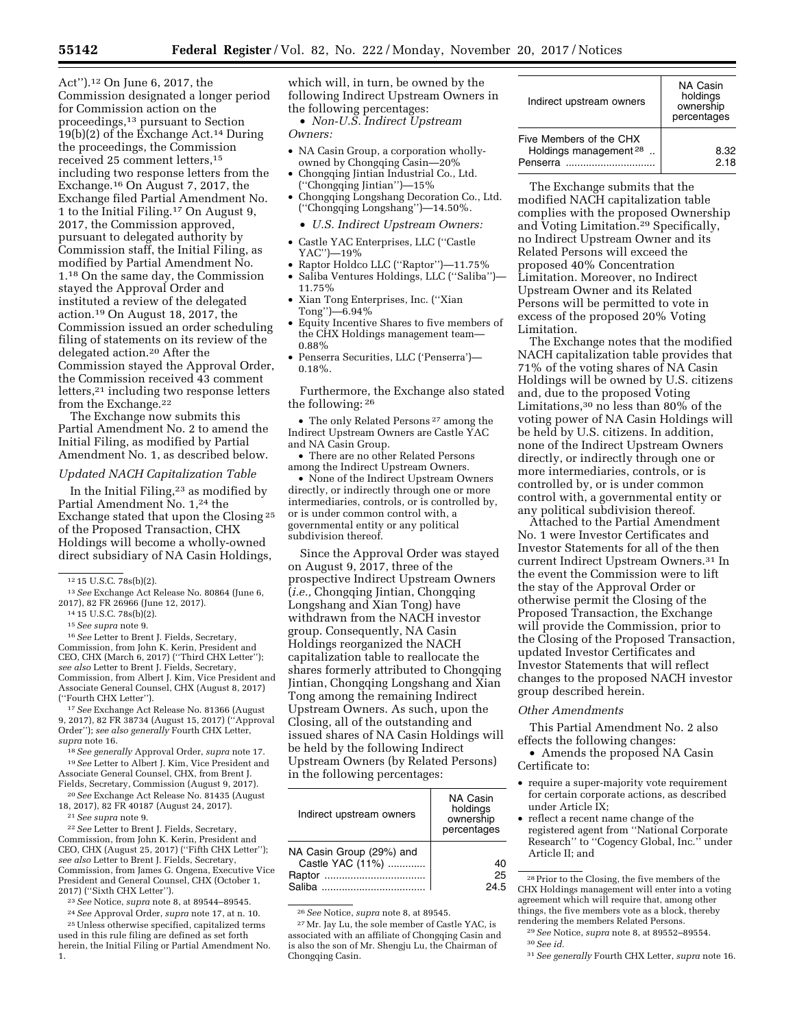Act'').[12] On June 6, 2017, the Commission designated a longer period for Commission action on the proceedings,[13] pursuant to Section 19(b)(2) of the Exchange Act.[14] During the proceedings, the Commission received 25 comment letters,[15] including two response letters from the Exchange.[16] On August 7, 2017, the Exchange filed Partial Amendment No. 1 to the Initial Filing.[17] On August 9, 2017, the Commission approved, pursuant to delegated authority by Commission staff, the Initial Filing, as modified by Partial Amendment No. 1.[18] On the same day, the Commission stayed the Approval Order and instituted a review of the delegated action.[19] On August 18, 2017, the Commission issued an order scheduling filing of statements on its review of the delegated action.[20] After the Commission stayed the Approval Order, the Commission received 43 comment letters,[21] including two response letters from the Exchange.[22]

The Exchange now submits this Partial Amendment No. 2 to amend the Initial Filing, as modified by Partial Amendment No. 1, as described below.

*Updated NACH Capitalization Table*

In the Initial Filing,[23] as modified by Partial Amendment No. 1,[24] the Exchange stated that upon the Closing[25] of the Proposed Transaction, CHX Holdings will become a wholly-owned direct subsidiary of NA Casin Holdings, which will, in turn, be owned by the following Indirect Upstream Owners in the following percentages:

- *Non-U.S. Indirect Upstream Owners:*
  - NA Casin Group, a corporation wholly-owned by Chongqing Casin—20%
  - Chongqing Jintian Industrial Co., Ltd. (''Chongqing Jintian'')—15%
  - Chongqing Longshang Decoration Co., Ltd. (''Chongqing Longshang'')—14.50%.
- *U.S. Indirect Upstream Owners:*
  - Castle YAC Enterprises, LLC (''Castle YAC'')—19%
  - Raptor Holdco LLC (''Raptor'')—11.75%
  - Saliba Ventures Holdings, LLC (''Saliba'')—11.75%
  - Xian Tong Enterprises, Inc. (''Xian Tong'')—6.94%
  - Equity Incentive Shares to five members of the CHX Holdings management team—0.88%
  - Penserra Securities, LLC ('Penserra')—0.18%.

Furthermore, the Exchange also stated the following:[26]

- The only Related Persons[27] among the Indirect Upstream Owners are Castle YAC and NA Casin Group.
- There are no other Related Persons among the Indirect Upstream Owners.
- None of the Indirect Upstream Owners directly, or indirectly through one or more intermediaries, controls, or is controlled by, or is under common control with, a governmental entity or any political subdivision thereof.

Since the Approval Order was stayed on August 9, 2017, three of the prospective Indirect Upstream Owners (*i.e.,* Chongqing Jintian, Chongqing Longshang and Xian Tong) have withdrawn from the NACH investor group. Consequently, NA Casin Holdings reorganized the NACH capitalization table to reallocate the shares formerly attributed to Chongqing Jintian, Chongqing Longshang and Xian Tong among the remaining Indirect Upstream Owners. As such, upon the Closing, all of the outstanding and issued shares of NA Casin Holdings will be held by the following Indirect Upstream Owners (by Related Persons) in the following percentages:

| Indirect upstream owners | NA Casin holdings ownership percentages |
|---|---|
| NA Casin Group (29%) and Castle YAC (11%) | 40 |
| Raptor | 25 |
| Saliba | 24.5 |
| Five Members of the CHX Holdings management[28] | 8.32 |
| Penserra | 2.18 |

The Exchange submits that the modified NACH capitalization table complies with the proposed Ownership and Voting Limitation.[29] Specifically, no Indirect Upstream Owner and its Related Persons will exceed the proposed 40% Concentration Limitation. Moreover, no Indirect Upstream Owner and its Related Persons will be permitted to vote in excess of the proposed 20% Voting Limitation.

The Exchange notes that the modified NACH capitalization table provides that 71% of the voting shares of NA Casin Holdings will be owned by U.S. citizens and, due to the proposed Voting Limitations,[30] no less than 80% of the voting power of NA Casin Holdings will be held by U.S. citizens. In addition, none of the Indirect Upstream Owners directly, or indirectly through one or more intermediaries, controls, or is controlled by, or is under common control with, a governmental entity or any political subdivision thereof.

Attached to the Partial Amendment No. 1 were Investor Certificates and Investor Statements for all of the then current Indirect Upstream Owners.[31] In the event the Commission were to lift the stay of the Approval Order or otherwise permit the Closing of the Proposed Transaction, the Exchange will provide the Commission, prior to the Closing of the Proposed Transaction, updated Investor Certificates and Investor Statements that will reflect changes to the proposed NACH investor group described herein.

*Other Amendments*

This Partial Amendment No. 2 also effects the following changes:

- Amends the proposed NA Casin Certificate to:
  - require a super-majority vote requirement for certain corporate actions, as described under Article IX;
  - reflect a recent name change of the registered agent from ''National Corporate Research'' to ''Cogency Global, Inc.'' under Article II; and

---

[12] 15 U.S.C. 78s(b)(2).

[13] *See* Exchange Act Release No. 80864 (June 6, 2017), 82 FR 26966 (June 12, 2017).

[14] 15 U.S.C. 78s(b)(2).

[15] *See supra* note 9.

[16] *See* Letter to Brent J. Fields, Secretary, Commission, from John K. Kerin, President and CEO, CHX (March 6, 2017) (''Third CHX Letter''); *see also* Letter to Brent J. Fields, Secretary, Commission, from Albert J. Kim, Vice President and Associate General Counsel, CHX (August 8, 2017) (''Fourth CHX Letter'').

[17] *See* Exchange Act Release No. 81366 (August 9, 2017), 82 FR 38734 (August 15, 2017) (''Approval Order''); *see also generally* Fourth CHX Letter, *supra* note 16.

[18] *See generally* Approval Order, *supra* note 17.

[19] *See* Letter to Albert J. Kim, Vice President and Associate General Counsel, CHX, from Brent J. Fields, Secretary, Commission (August 9, 2017).

[20] *See* Exchange Act Release No. 81435 (August 18, 2017), 82 FR 40187 (August 24, 2017).

[21] *See supra* note 9.

[22] *See* Letter to Brent J. Fields, Secretary, Commission, from John K. Kerin, President and CEO, CHX (August 25, 2017) (''Fifth CHX Letter''); *see also* Letter to Brent J. Fields, Secretary, Commission, from James G. Ongena, Executive Vice President and General Counsel, CHX (October 1, 2017) (''Sixth CHX Letter'').

[23] *See* Notice, *supra* note 8, at 89544–89545.

[24] *See* Approval Order, *supra* note 17, at n. 10.

[25] Unless otherwise specified, capitalized terms used in this rule filing are defined as set forth herein, the Initial Filing or Partial Amendment No. 1.

[26] *See* Notice, *supra* note 8, at 89545.

[27] Mr. Jay Lu, the sole member of Castle YAC, is associated with an affiliate of Chongqing Casin and is also the son of Mr. Shengju Lu, the Chairman of Chongqing Casin.

[28] Prior to the Closing, the five members of the CHX Holdings management will enter into a voting agreement which will require that, among other things, the five members vote as a block, thereby rendering the members Related Persons.

[29] *See* Notice, *supra* note 8, at 89552–89554.

[30] *See id.*

[31] *See generally* Fourth CHX Letter, *supra* note 16.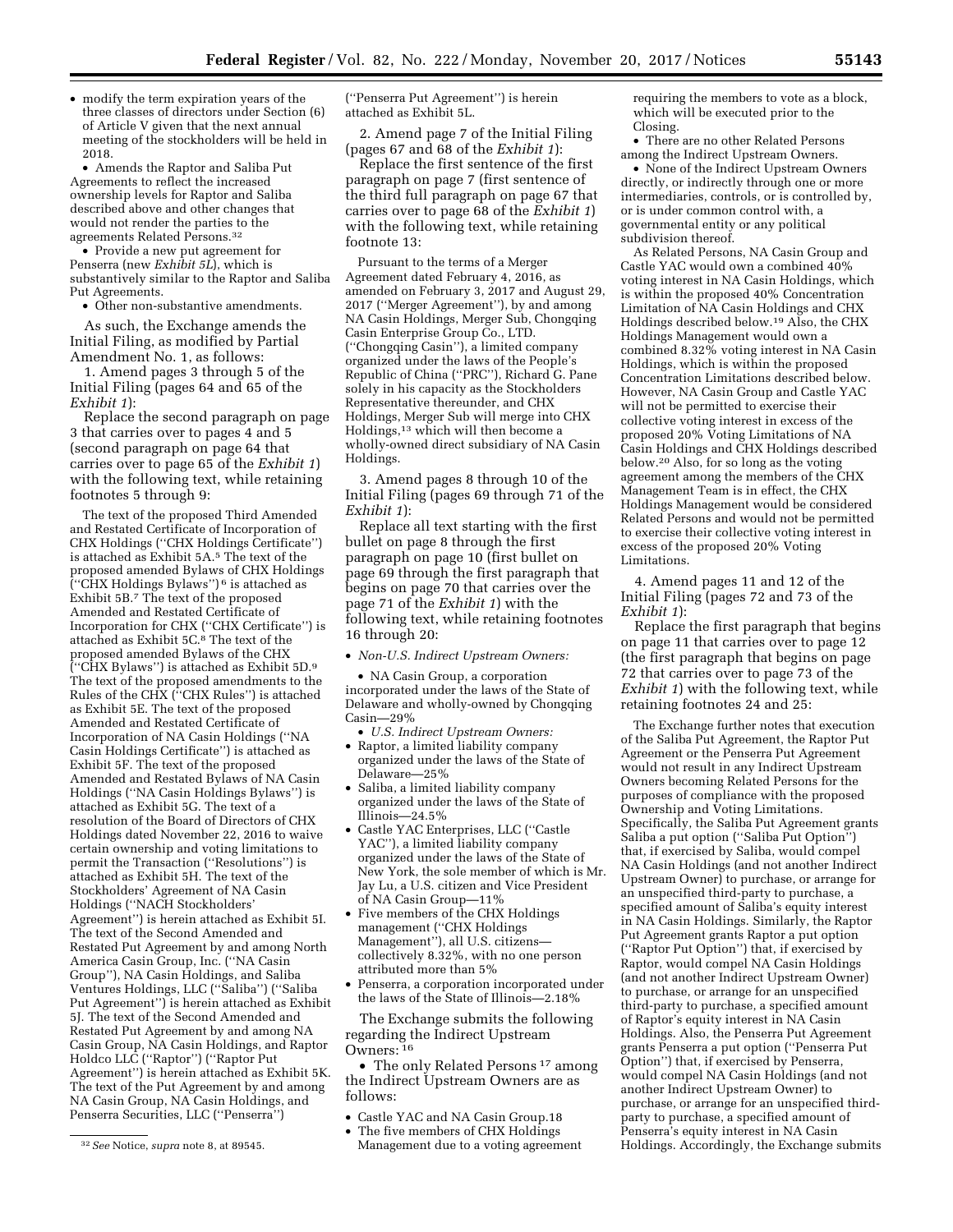- modify the term expiration years of the three classes of directors under Section (6) of Article V given that the next annual meeting of the stockholders will be held in 2018.
- Amends the Raptor and Saliba Put Agreements to reflect the increased ownership levels for Raptor and Saliba described above and other changes that would not render the parties to the agreements Related Persons.[32]
- Provide a new put agreement for Penserra (new *Exhibit 5L*), which is substantively similar to the Raptor and Saliba Put Agreements.
- Other non-substantive amendments.

As such, the Exchange amends the Initial Filing, as modified by Partial Amendment No. 1, as follows:

1. Amend pages 3 through 5 of the Initial Filing (pages 64 and 65 of the *Exhibit 1*):

Replace the second paragraph on page 3 that carries over to pages 4 and 5 (second paragraph on page 64 that carries over to page 65 of the *Exhibit 1*) with the following text, while retaining footnotes 5 through 9:

The text of the proposed Third Amended and Restated Certificate of Incorporation of CHX Holdings (''CHX Holdings Certificate'') is attached as Exhibit 5A.[5] The text of the proposed amended Bylaws of CHX Holdings (''CHX Holdings Bylaws'')[6] is attached as Exhibit 5B.[7] The text of the proposed Amended and Restated Certificate of Incorporation for CHX (''CHX Certificate'') is attached as Exhibit 5C.[8] The text of the proposed amended Bylaws of the CHX (''CHX Bylaws'') is attached as Exhibit 5D.[9] The text of the proposed amendments to the Rules of the CHX (''CHX Rules'') is attached as Exhibit 5E. The text of the proposed Amended and Restated Certificate of Incorporation of NA Casin Holdings (''NA Casin Holdings Certificate'') is attached as Exhibit 5F. The text of the proposed Amended and Restated Bylaws of NA Casin Holdings (''NA Casin Holdings Bylaws'') is attached as Exhibit 5G. The text of a resolution of the Board of Directors of CHX Holdings dated November 22, 2016 to waive certain ownership and voting limitations to permit the Transaction (''Resolutions'') is attached as Exhibit 5H. The text of the Stockholders' Agreement of NA Casin Holdings (''NACH Stockholders' Agreement'') is herein attached as Exhibit 5I. The text of the Second Amended and Restated Put Agreement by and among North America Casin Group, Inc. (''NA Casin Group''), NA Casin Holdings, and Saliba Ventures Holdings, LLC (''Saliba'') (''Saliba Put Agreement'') is herein attached as Exhibit 5J. The text of the Second Amended and Restated Put Agreement by and among NA Casin Group, NA Casin Holdings, and Raptor Holdco LLC (''Raptor'') (''Raptor Put Agreement'') is herein attached as Exhibit 5K. The text of the Put Agreement by and among NA Casin Group, NA Casin Holdings, and Penserra Securities, LLC (''Penserra'') (''Penserra Put Agreement'') is herein attached as Exhibit 5L.

2. Amend page 7 of the Initial Filing (pages 67 and 68 of the *Exhibit 1*):

Replace the first sentence of the first paragraph on page 7 (first sentence of the third full paragraph on page 67 that carries over to page 68 of the *Exhibit 1*) with the following text, while retaining footnote 13:

Pursuant to the terms of a Merger Agreement dated February 4, 2016, as amended on February 3, 2017 and August 29, 2017 (''Merger Agreement''), by and among NA Casin Holdings, Merger Sub, Chongqing Casin Enterprise Group Co., LTD. (''Chongqing Casin''), a limited company organized under the laws of the People's Republic of China (''PRC''), Richard G. Pane solely in his capacity as the Stockholders Representative thereunder, and CHX Holdings, Merger Sub will merge into CHX Holdings,[13] which will then become a wholly-owned direct subsidiary of NA Casin Holdings.

3. Amend pages 8 through 10 of the Initial Filing (pages 69 through 71 of the *Exhibit 1*):

Replace all text starting with the first bullet on page 8 through the first paragraph on page 10 (first bullet on page 69 through the first paragraph that begins on page 70 that carries over the page 71 of the *Exhibit 1*) with the following text, while retaining footnotes 16 through 20:

- *Non-U.S. Indirect Upstream Owners:*
- NA Casin Group, a corporation incorporated under the laws of the State of Delaware and wholly-owned by Chongqing Casin—29%
- *U.S. Indirect Upstream Owners:*
- Raptor, a limited liability company organized under the laws of the State of Delaware—25%
- Saliba, a limited liability company organized under the laws of the State of Illinois—24.5%
- Castle YAC Enterprises, LLC (''Castle YAC''), a limited liability company organized under the laws of the State of New York, the sole member of which is Mr. Jay Lu, a U.S. citizen and Vice President of NA Casin Group—11%
- Five members of the CHX Holdings management (''CHX Holdings Management''), all U.S. citizens—collectively 8.32%, with no one person attributed more than 5%
- Penserra, a corporation incorporated under the laws of the State of Illinois—2.18%

The Exchange submits the following regarding the Indirect Upstream Owners:[16]

- The only Related Persons[17] among the Indirect Upstream Owners are as follows:
- Castle YAC and NA Casin Group.[18]
- The five members of CHX Holdings Management due to a voting agreement requiring the members to vote as a block, which will be executed prior to the Closing.
- There are no other Related Persons among the Indirect Upstream Owners.
- None of the Indirect Upstream Owners directly, or indirectly through one or more intermediaries, controls, or is controlled by, or is under common control with, a governmental entity or any political subdivision thereof.

As Related Persons, NA Casin Group and Castle YAC would own a combined 40% voting interest in NA Casin Holdings, which is within the proposed 40% Concentration Limitation of NA Casin Holdings and CHX Holdings described below.[19] Also, the CHX Holdings Management would own a combined 8.32% voting interest in NA Casin Holdings, which is within the proposed Concentration Limitations described below. However, NA Casin Group and Castle YAC will not be permitted to exercise their collective voting interest in excess of the proposed 20% Voting Limitations of NA Casin Holdings and CHX Holdings described below.[20] Also, for so long as the voting agreement among the members of the CHX Management Team is in effect, the CHX Holdings Management would be considered Related Persons and would not be permitted to exercise their collective voting interest in excess of the proposed 20% Voting Limitations.

4. Amend pages 11 and 12 of the Initial Filing (pages 72 and 73 of the *Exhibit 1*):

Replace the first paragraph that begins on page 11 that carries over to page 12 (the first paragraph that begins on page 72 that carries over to page 73 of the *Exhibit 1*) with the following text, while retaining footnotes 24 and 25:

The Exchange further notes that execution of the Saliba Put Agreement, the Raptor Put Agreement or the Penserra Put Agreement would not result in any Indirect Upstream Owners becoming Related Persons for the purposes of compliance with the proposed Ownership and Voting Limitations. Specifically, the Saliba Put Agreement grants Saliba a put option (''Saliba Put Option'') that, if exercised by Saliba, would compel NA Casin Holdings (and not another Indirect Upstream Owner) to purchase, or arrange for an unspecified third-party to purchase, a specified amount of Saliba's equity interest in NA Casin Holdings. Similarly, the Raptor Put Agreement grants Raptor a put option (''Raptor Put Option'') that, if exercised by Raptor, would compel NA Casin Holdings (and not another Indirect Upstream Owner) to purchase, or arrange for an unspecified third-party to purchase, a specified amount of Raptor's equity interest in NA Casin Holdings. Also, the Penserra Put Agreement grants Penserra a put option (''Penserra Put Option'') that, if exercised by Penserra, would compel NA Casin Holdings (and not another Indirect Upstream Owner) to purchase, or arrange for an unspecified third-party to purchase, a specified amount of Penserra's equity interest in NA Casin Holdings. Accordingly, the Exchange submits

---

[32] *See* Notice, *supra* note 8, at 89545.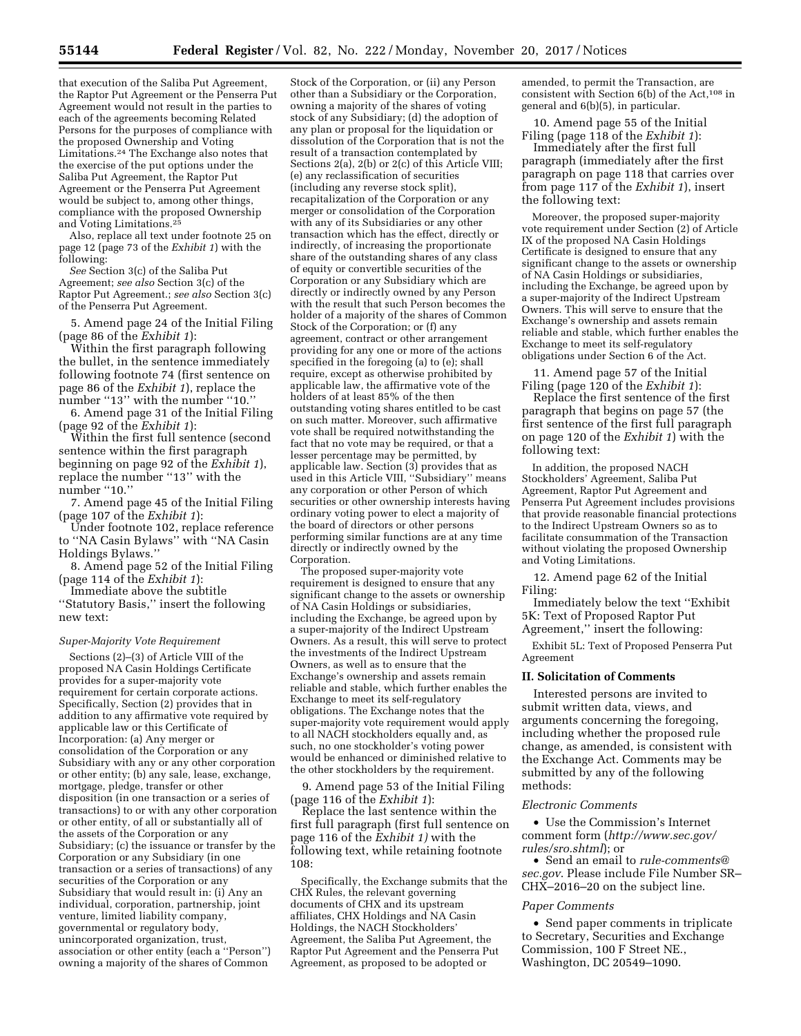that execution of the Saliba Put Agreement, the Raptor Put Agreement or the Penserra Put Agreement would not result in the parties to each of the agreements becoming Related Persons for the purposes of compliance with the proposed Ownership and Voting Limitations.[24] The Exchange also notes that the exercise of the put options under the Saliba Put Agreement, the Raptor Put Agreement or the Penserra Put Agreement would be subject to, among other things, compliance with the proposed Ownership and Voting Limitations.[25]

Also, replace all text under footnote 25 on page 12 (page 73 of the *Exhibit 1*) with the following:

*See* Section 3(c) of the Saliba Put Agreement; *see also* Section 3(c) of the Raptor Put Agreement.; *see also* Section 3(c) of the Penserra Put Agreement.

5. Amend page 24 of the Initial Filing (page 86 of the *Exhibit 1*):

Within the first paragraph following the bullet, in the sentence immediately following footnote 74 (first sentence on page 86 of the *Exhibit 1*), replace the number "13" with the number "10."

6. Amend page 31 of the Initial Filing (page 92 of the *Exhibit 1*):

Within the first full sentence (second sentence within the first paragraph beginning on page 92 of the *Exhibit 1*), replace the number "13" with the number "10."

7. Amend page 45 of the Initial Filing (page 107 of the *Exhibit 1*):

Under footnote 102, replace reference to "NA Casin Bylaws" with "NA Casin Holdings Bylaws."

8. Amend page 52 of the Initial Filing (page 114 of the *Exhibit 1*):

Immediate above the subtitle "Statutory Basis," insert the following new text:

*Super-Majority Vote Requirement*

Sections (2)–(3) of Article VIII of the proposed NA Casin Holdings Certificate provides for a super-majority vote requirement for certain corporate actions. Specifically, Section (2) provides that in addition to any affirmative vote required by applicable law or this Certificate of Incorporation: (a) Any merger or consolidation of the Corporation or any Subsidiary with any or any other corporation or other entity; (b) any sale, lease, exchange, mortgage, pledge, transfer or other disposition (in one transaction or a series of transactions) to or with any other corporation or other entity, of all or substantially all of the assets of the Corporation or any Subsidiary; (c) the issuance or transfer by the Corporation or any Subsidiary (in one transaction or a series of transactions) of any securities of the Corporation or any Subsidiary that would result in: (i) Any an individual, corporation, partnership, joint venture, limited liability company, governmental or regulatory body, unincorporated organization, trust, association or other entity (each a "Person") owning a majority of the shares of Common Stock of the Corporation, or (ii) any Person other than a Subsidiary or the Corporation, owning a majority of the shares of voting stock of any Subsidiary; (d) the adoption of any plan or proposal for the liquidation or dissolution of the Corporation that is not the result of a transaction contemplated by Sections 2(a), 2(b) or 2(c) of this Article VIII; (e) any reclassification of securities (including any reverse stock split), recapitalization of the Corporation or any merger or consolidation of the Corporation with any of its Subsidiaries or any other transaction which has the effect, directly or indirectly, of increasing the proportionate share of the outstanding shares of any class of equity or convertible securities of the Corporation or any Subsidiary which are directly or indirectly owned by any Person with the result that such Person becomes the holder of a majority of the shares of Common Stock of the Corporation; or (f) any agreement, contract or other arrangement providing for any one or more of the actions specified in the foregoing (a) to (e); shall require, except as otherwise prohibited by applicable law, the affirmative vote of the holders of at least 85% of the then outstanding voting shares entitled to be cast on such matter. Moreover, such affirmative vote shall be required notwithstanding the fact that no vote may be required, or that a lesser percentage may be permitted, by applicable law. Section (3) provides that as used in this Article VIII, "Subsidiary" means any corporation or other Person of which securities or other ownership interests having ordinary voting power to elect a majority of the board of directors or other persons performing similar functions are at any time directly or indirectly owned by the Corporation.

The proposed super-majority vote requirement is designed to ensure that any significant change to the assets or ownership of NA Casin Holdings or subsidiaries, including the Exchange, be agreed upon by a super-majority of the Indirect Upstream Owners. As a result, this will serve to protect the investments of the Indirect Upstream Owners, as well as to ensure that the Exchange's ownership and assets remain reliable and stable, which further enables the Exchange to meet its self-regulatory obligations. The Exchange notes that the super-majority vote requirement would apply to all NACH stockholders equally and, as such, no one stockholder's voting power would be enhanced or diminished relative to the other stockholders by the requirement.

9. Amend page 53 of the Initial Filing (page 116 of the *Exhibit 1*):

Replace the last sentence within the first full paragraph (first full sentence on page 116 of the *Exhibit 1)* with the following text, while retaining footnote 108:

Specifically, the Exchange submits that the CHX Rules, the relevant governing documents of CHX and its upstream affiliates, CHX Holdings and NA Casin Holdings, the NACH Stockholders' Agreement, the Saliba Put Agreement, the Raptor Put Agreement and the Penserra Put Agreement, as proposed to be adopted or amended, to permit the Transaction, are consistent with Section 6(b) of the Act,[108] in general and 6(b)(5), in particular.

10. Amend page 55 of the Initial Filing (page 118 of the *Exhibit 1*):

Immediately after the first full paragraph (immediately after the first paragraph on page 118 that carries over from page 117 of the *Exhibit 1*), insert the following text:

Moreover, the proposed super-majority vote requirement under Section (2) of Article IX of the proposed NA Casin Holdings Certificate is designed to ensure that any significant change to the assets or ownership of NA Casin Holdings or subsidiaries, including the Exchange, be agreed upon by a super-majority of the Indirect Upstream Owners. This will serve to ensure that the Exchange's ownership and assets remain reliable and stable, which further enables the Exchange to meet its self-regulatory obligations under Section 6 of the Act.

11. Amend page 57 of the Initial Filing (page 120 of the *Exhibit 1*):

Replace the first sentence of the first paragraph that begins on page 57 (the first sentence of the first full paragraph on page 120 of the *Exhibit 1*) with the following text:

In addition, the proposed NACH Stockholders' Agreement, Saliba Put Agreement, Raptor Put Agreement and Penserra Put Agreement includes provisions that provide reasonable financial protections to the Indirect Upstream Owners so as to facilitate consummation of the Transaction without violating the proposed Ownership and Voting Limitations.

12. Amend page 62 of the Initial Filing:

Immediately below the text "Exhibit 5K: Text of Proposed Raptor Put Agreement," insert the following:

Exhibit 5L: Text of Proposed Penserra Put Agreement

## II. Solicitation of Comments

Interested persons are invited to submit written data, views, and arguments concerning the foregoing, including whether the proposed rule change, as amended, is consistent with the Exchange Act. Comments may be submitted by any of the following methods:

*Electronic Comments*

- Use the Commission's Internet comment form (*http://www.sec.gov/rules/sro.shtml*); or
- Send an email to *rule-comments@sec.gov*. Please include File Number SR–CHX–2016–20 on the subject line.

*Paper Comments*

- Send paper comments in triplicate to Secretary, Securities and Exchange Commission, 100 F Street NE., Washington, DC 20549–1090.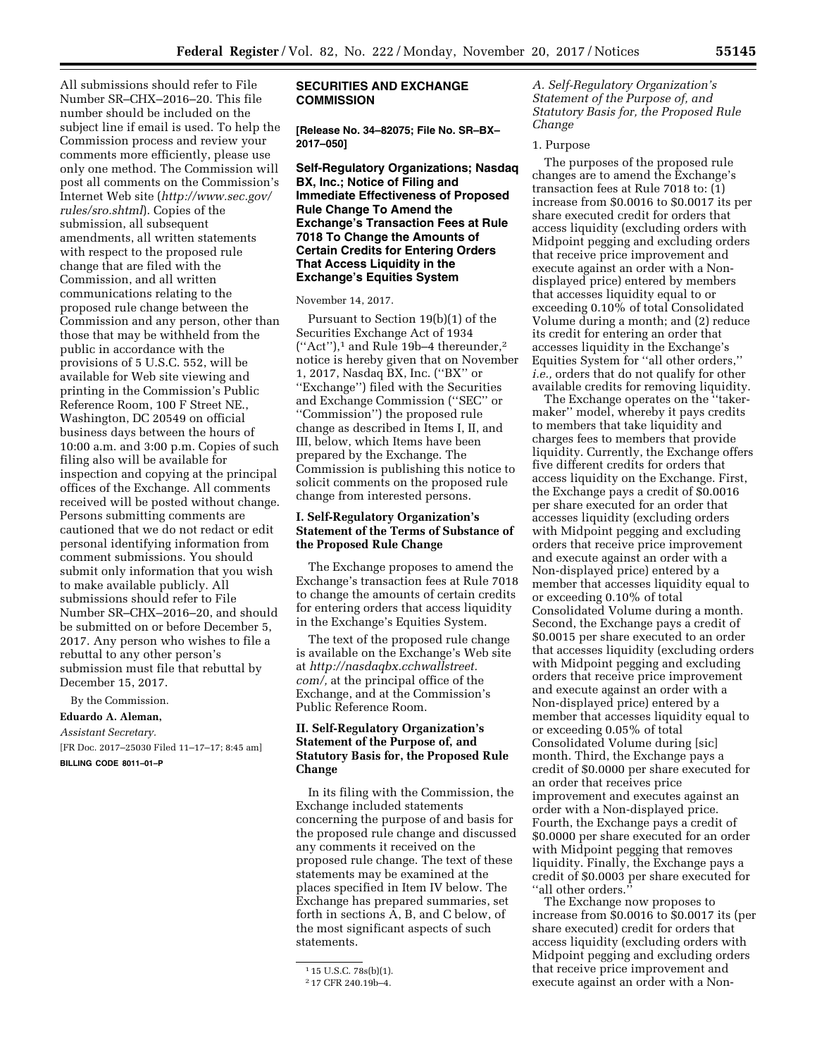All submissions should refer to File Number SR–CHX–2016–20. This file number should be included on the subject line if email is used. To help the Commission process and review your comments more efficiently, please use only one method. The Commission will post all comments on the Commission's Internet Web site (*http://www.sec.gov/rules/sro.shtml*). Copies of the submission, all subsequent amendments, all written statements with respect to the proposed rule change that are filed with the Commission, and all written communications relating to the proposed rule change between the Commission and any person, other than those that may be withheld from the public in accordance with the provisions of 5 U.S.C. 552, will be available for Web site viewing and printing in the Commission's Public Reference Room, 100 F Street NE., Washington, DC 20549 on official business days between the hours of 10:00 a.m. and 3:00 p.m. Copies of such filing also will be available for inspection and copying at the principal offices of the Exchange. All comments received will be posted without change. Persons submitting comments are cautioned that we do not redact or edit personal identifying information from comment submissions. You should submit only information that you wish to make available publicly. All submissions should refer to File Number SR–CHX–2016–20, and should be submitted on or before December 5, 2017. Any person who wishes to file a rebuttal to any other person's submission must file that rebuttal by December 15, 2017.

By the Commission.

**Eduardo A. Aleman,**

*Assistant Secretary.*

[FR Doc. 2017–25030 Filed 11–17–17; 8:45 am]

**BILLING CODE 8011–01–P**

## SECURITIES AND EXCHANGE COMMISSION

**[Release No. 34–82075; File No. SR–BX–2017–050]**

### Self-Regulatory Organizations; Nasdaq BX, Inc.; Notice of Filing and Immediate Effectiveness of Proposed Rule Change To Amend the Exchange's Transaction Fees at Rule 7018 To Change the Amounts of Certain Credits for Entering Orders That Access Liquidity in the Exchange's Equities System

November 14, 2017.

Pursuant to Section 19(b)(1) of the Securities Exchange Act of 1934 ("Act"),[1] and Rule 19b–4 thereunder,[2] notice is hereby given that on November 1, 2017, Nasdaq BX, Inc. ("BX" or "Exchange") filed with the Securities and Exchange Commission ("SEC" or "Commission") the proposed rule change as described in Items I, II, and III, below, which Items have been prepared by the Exchange. The Commission is publishing this notice to solicit comments on the proposed rule change from interested persons.

### I. Self-Regulatory Organization's Statement of the Terms of Substance of the Proposed Rule Change

The Exchange proposes to amend the Exchange's transaction fees at Rule 7018 to change the amounts of certain credits for entering orders that access liquidity in the Exchange's Equities System.

The text of the proposed rule change is available on the Exchange's Web site at *http://nasdaqbx.cchwallstreet.com/,* at the principal office of the Exchange, and at the Commission's Public Reference Room.

### II. Self-Regulatory Organization's Statement of the Purpose of, and Statutory Basis for, the Proposed Rule Change

In its filing with the Commission, the Exchange included statements concerning the purpose of and basis for the proposed rule change and discussed any comments it received on the proposed rule change. The text of these statements may be examined at the places specified in Item IV below. The Exchange has prepared summaries, set forth in sections A, B, and C below, of the most significant aspects of such statements.

[1] 15 U.S.C. 78s(b)(1).

[2] 17 CFR 240.19b–4.

*A. Self-Regulatory Organization's Statement of the Purpose of, and Statutory Basis for, the Proposed Rule Change*

1. Purpose

The purposes of the proposed rule changes are to amend the Exchange's transaction fees at Rule 7018 to: (1) increase from $0.0016 to $0.0017 its per share executed credit for orders that access liquidity (excluding orders with Midpoint pegging and excluding orders that receive price improvement and execute against an order with a Non-displayed price) entered by members that accesses liquidity equal to or exceeding 0.10% of total Consolidated Volume during a month; and (2) reduce its credit for entering an order that accesses liquidity in the Exchange's Equities System for "all other orders," *i.e.,* orders that do not qualify for other available credits for removing liquidity.

The Exchange operates on the "taker-maker" model, whereby it pays credits to members that take liquidity and charges fees to members that provide liquidity. Currently, the Exchange offers five different credits for orders that access liquidity on the Exchange. First, the Exchange pays a credit of $0.0016 per share executed for an order that accesses liquidity (excluding orders with Midpoint pegging and excluding orders that receive price improvement and execute against an order with a Non-displayed price) entered by a member that accesses liquidity equal to or exceeding 0.10% of total Consolidated Volume during a month. Second, the Exchange pays a credit of $0.0015 per share executed to an order that accesses liquidity (excluding orders with Midpoint pegging and excluding orders that receive price improvement and execute against an order with a Non-displayed price) entered by a member that accesses liquidity equal to or exceeding 0.05% of total Consolidated Volume during [sic] month. Third, the Exchange pays a credit of $0.0000 per share executed for an order that receives price improvement and executes against an order with a Non-displayed price. Fourth, the Exchange pays a credit of $0.0000 per share executed for an order with Midpoint pegging that removes liquidity. Finally, the Exchange pays a credit of $0.0003 per share executed for "all other orders."

The Exchange now proposes to increase from $0.0016 to $0.0017 its (per share executed) credit for orders that access liquidity (excluding orders with Midpoint pegging and excluding orders that receive price improvement and execute against an order with a Non-